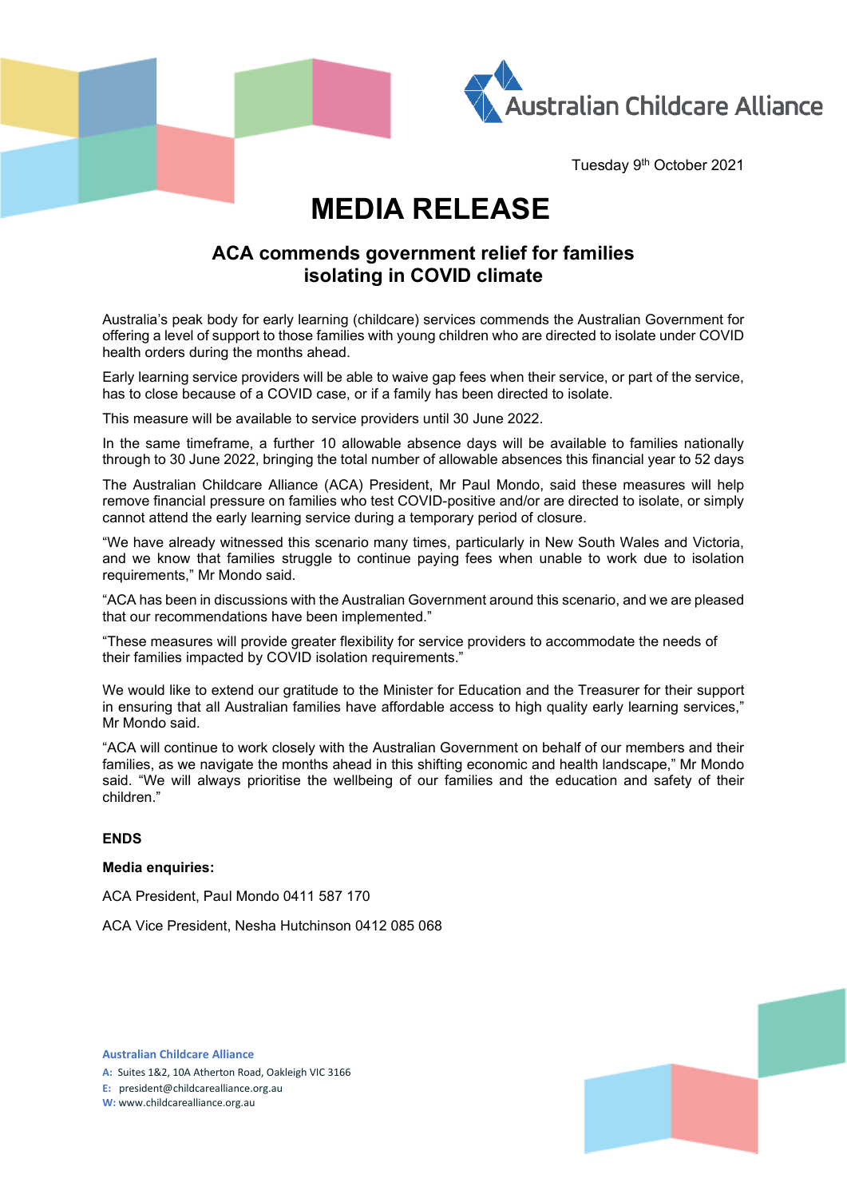Australian Childcare Alliance

Tuesday 9th October 2021

# MEDIA RELEASE

## ACA commends government relief for families isolating in COVID climate

Australia's peak body for early learning (childcare) services commends the Australian Government for offering a level of support to those families with young children who are directed to isolate under COVID health orders during the months ahead.

Early learning service providers will be able to waive gap fees when their service, or part of the service, has to close because of a COVID case, or if a family has been directed to isolate.

This measure will be available to service providers until 30 June 2022.

In the same timeframe, a further 10 allowable absence days will be available to families nationally through to 30 June 2022, bringing the total number of allowable absences this financial year to 52 days

The Australian Childcare Alliance (ACA) President, Mr Paul Mondo, said these measures will help remove financial pressure on families who test COVID-positive and/or are directed to isolate, or simply cannot attend the early learning service during a temporary period of closure.

"We have already witnessed this scenario many times, particularly in New South Wales and Victoria, and we know that families struggle to continue paying fees when unable to work due to isolation requirements," Mr Mondo said.

"ACA has been in discussions with the Australian Government around this scenario, and we are pleased that our recommendations have been implemented."

"These measures will provide greater flexibility for service providers to accommodate the needs of their families impacted by COVID isolation requirements."

We would like to extend our gratitude to the Minister for Education and the Treasurer for their support in ensuring that all Australian families have affordable access to high quality early learning services," Mr Mondo said.

"ACA will continue to work closely with the Australian Government on behalf of our members and their families, as we navigate the months ahead in this shifting economic and health landscape," Mr Mondo said. "We will always prioritise the wellbeing of our families and the education and safety of their children."

**ENDS**

**Media enquiries:**

ACA President, Paul Mondo 0411 587 170

ACA Vice President, Nesha Hutchinson 0412 085 068

**Australian Childcare Alliance**
A: Suites 1&2, 10A Atherton Road, Oakleigh VIC 3166
E: president@childcarealliance.org.au
W: www.childcarealliance.org.au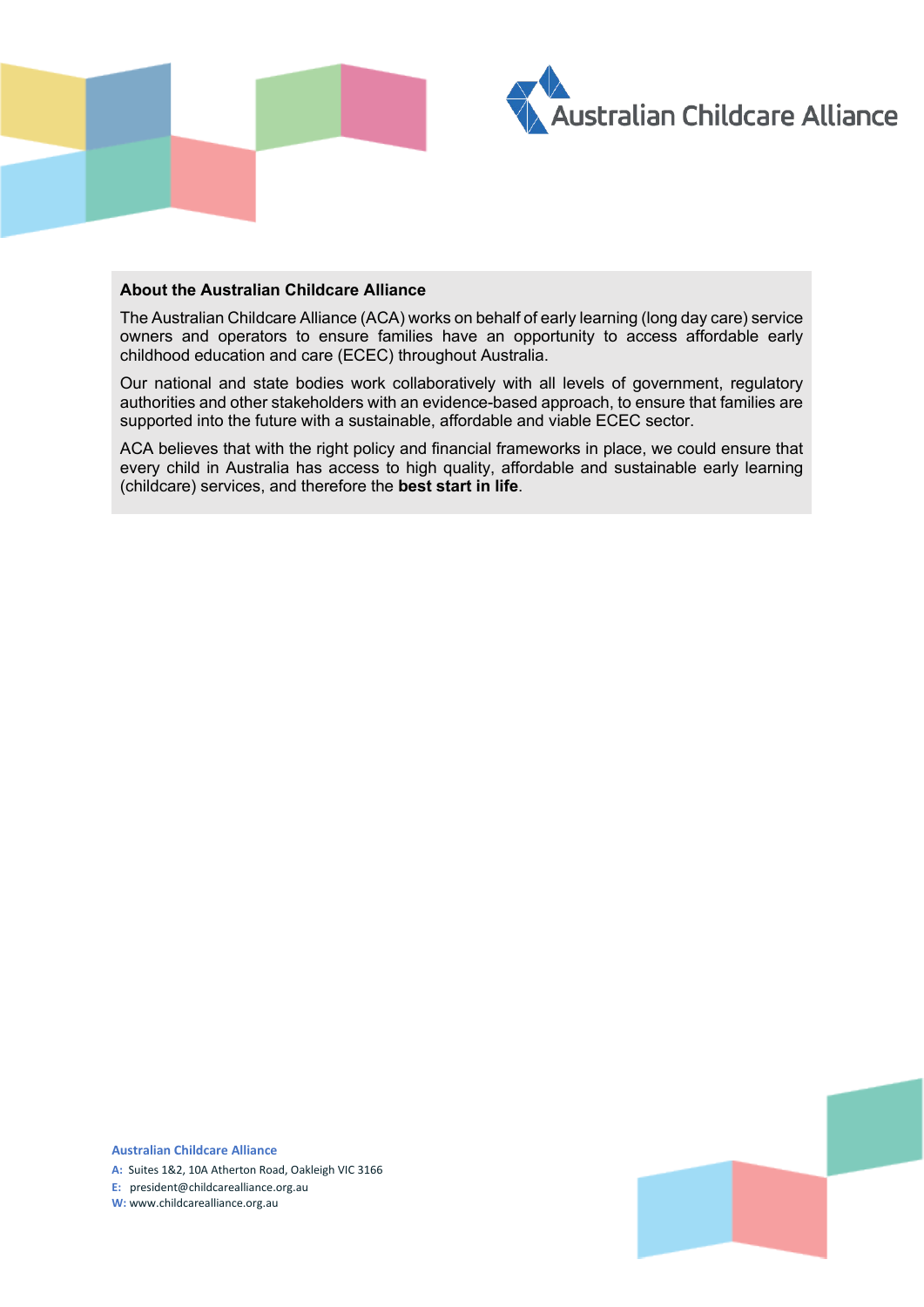**About the Australian Childcare Alliance**

The Australian Childcare Alliance (ACA) works on behalf of early learning (long day care) service owners and operators to ensure families have an opportunity to access affordable early childhood education and care (ECEC) throughout Australia.

Our national and state bodies work collaboratively with all levels of government, regulatory authorities and other stakeholders with an evidence-based approach, to ensure that families are supported into the future with a sustainable, affordable and viable ECEC sector.

ACA believes that with the right policy and financial frameworks in place, we could ensure that every child in Australia has access to high quality, affordable and sustainable early learning (childcare) services, and therefore the **best start in life**.

**Australian Childcare Alliance**

**A:** Suites 1&2, 10A Atherton Road, Oakleigh VIC 3166
**E:** president@childcarealliance.org.au
**W:** www.childcarealliance.org.au